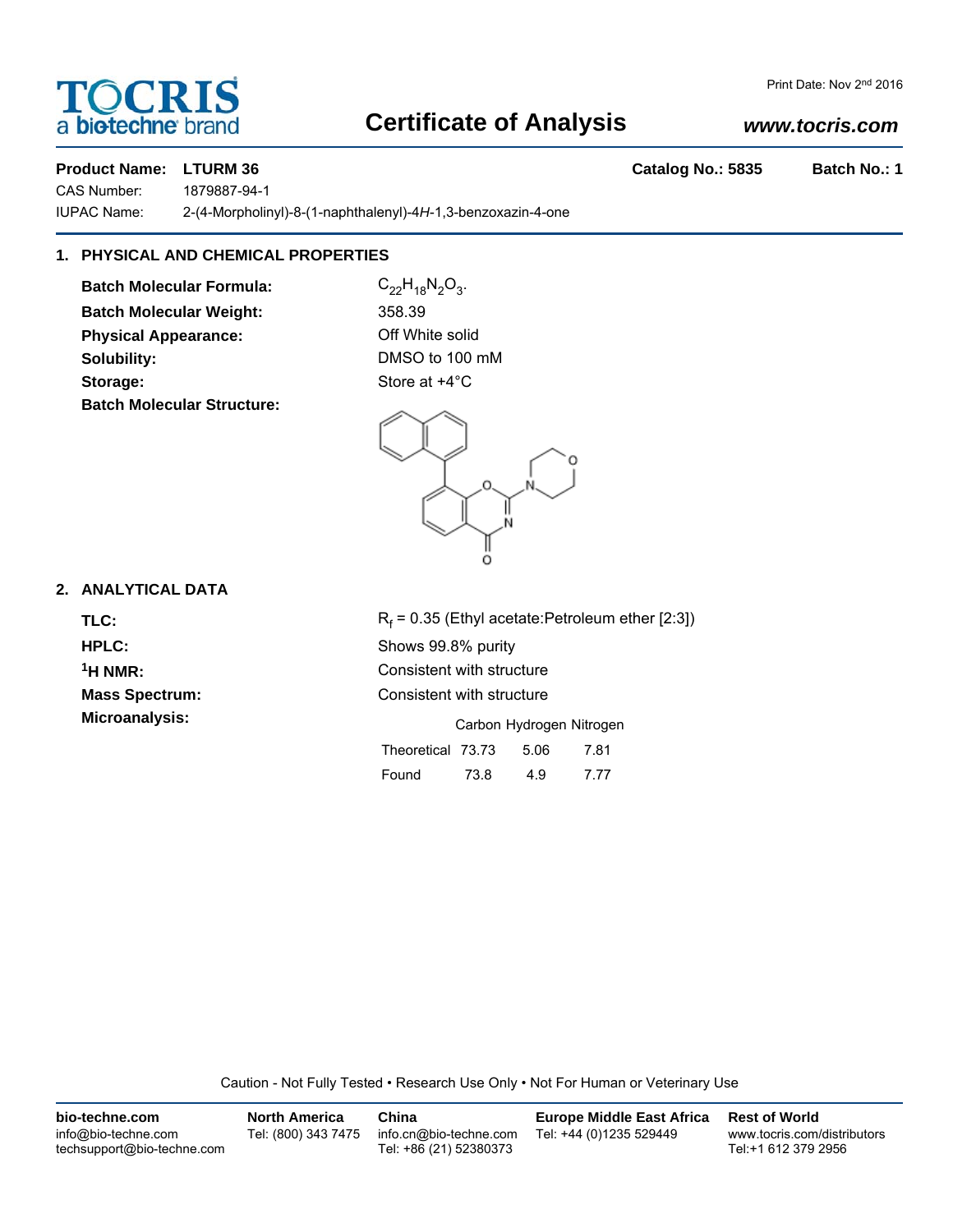# Certificate of Analysis

Print Date: Nov 2nd 2016

**Product Name:** **LTURM 36** **Catalog No.: 5835** **Batch No.: 1**

CAS Number: 1879887-94-1

IUPAC Name: 2-(4-Morpholinyl)-8-(1-naphthalenyl)-4*H*-1,3-benzoxazin-4-one

## 1. PHYSICAL AND CHEMICAL PROPERTIES

**Batch Molecular Formula:** $C_{22}H_{18}N_2O_3$.

**Batch Molecular Weight:** 358.39

**Physical Appearance:** Off White solid

**Solubility:** DMSO to 100 mM

**Storage:** Store at +4°C

**Batch Molecular Structure:**

## 2. ANALYTICAL DATA

**TLC:** $R_f$ = 0.35 (Ethyl acetate:Petroleum ether [2:3])

**HPLC:** Shows 99.8% purity

**$^1$H NMR:** Consistent with structure

**Mass Spectrum:** Consistent with structure

**Microanalysis:**

| | Carbon | Hydrogen | Nitrogen |
|---|---|---|---|
| Theoretical | 73.73 | 5.06 | 7.81 |
| Found | 73.8 | 4.9 | 7.77 |

Caution - Not Fully Tested • Research Use Only • Not For Human or Veterinary Use

**bio-techne.com**
info@bio-techne.com
techsupport@bio-techne.com

**North America**
Tel: (800) 343 7475

**China**
info.cn@bio-techne.com
Tel: +86 (21) 52380373

**Europe Middle East Africa**
Tel: +44 (0)1235 529449

**Rest of World**
www.tocris.com/distributors
Tel:+1 612 379 2956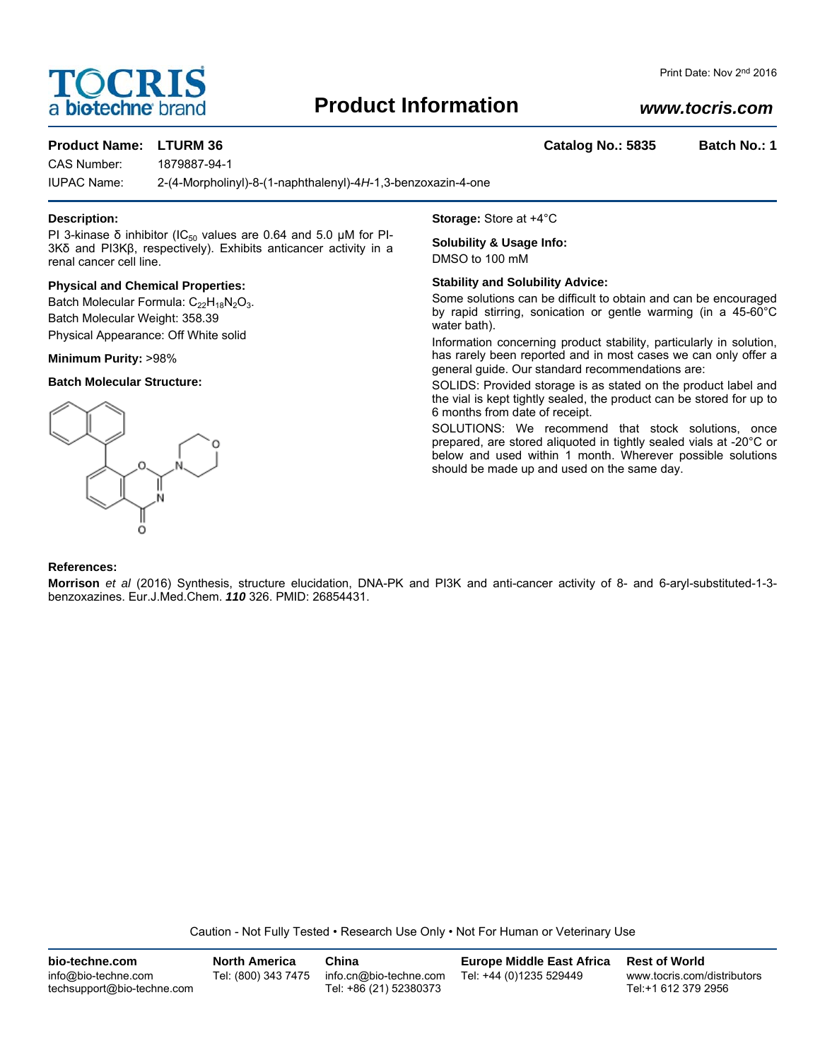# Product Information

Print Date: Nov 2nd 2016

www.tocris.com

**Product Name:** **LTURM 36** **Catalog No.: 5835** **Batch No.: 1**

CAS Number: 1879887-94-1

IUPAC Name: 2-(4-Morpholinyl)-8-(1-naphthalenyl)-4*H*-1,3-benzoxazin-4-one

**Description:**

PI 3-kinase δ inhibitor ($IC_{50}$ values are 0.64 and 5.0 μM for PI-3Kδ and PI3Kβ, respectively). Exhibits anticancer activity in a renal cancer cell line.

**Physical and Chemical Properties:**

Batch Molecular Formula: $C_{22}H_{18}N_2O_3$.

Batch Molecular Weight: 358.39

Physical Appearance: Off White solid

**Minimum Purity:** >98%

**Batch Molecular Structure:**

**Storage:** Store at +4°C

**Solubility & Usage Info:**

DMSO to 100 mM

**Stability and Solubility Advice:**

Some solutions can be difficult to obtain and can be encouraged by rapid stirring, sonication or gentle warming (in a 45-60°C water bath).

Information concerning product stability, particularly in solution, has rarely been reported and in most cases we can only offer a general guide. Our standard recommendations are:

SOLIDS: Provided storage is as stated on the product label and the vial is kept tightly sealed, the product can be stored for up to 6 months from date of receipt.

SOLUTIONS: We recommend that stock solutions, once prepared, are stored aliquoted in tightly sealed vials at -20°C or below and used within 1 month. Wherever possible solutions should be made up and used on the same day.

**References:**

**Morrison** *et al* (2016) Synthesis, structure elucidation, DNA-PK and PI3K and anti-cancer activity of 8- and 6-aryl-substituted-1-3-benzoxazines. Eur.J.Med.Chem. ***110*** 326. PMID: 26854431.

Caution - Not Fully Tested • Research Use Only • Not For Human or Veterinary Use

**bio-techne.com**
info@bio-techne.com
techsupport@bio-techne.com

**North America**
Tel: (800) 343 7475

**China**
info.cn@bio-techne.com
Tel: +86 (21) 52380373

**Europe Middle East Africa**
Tel: +44 (0)1235 529449

**Rest of World**
www.tocris.com/distributors
Tel:+1 612 379 2956